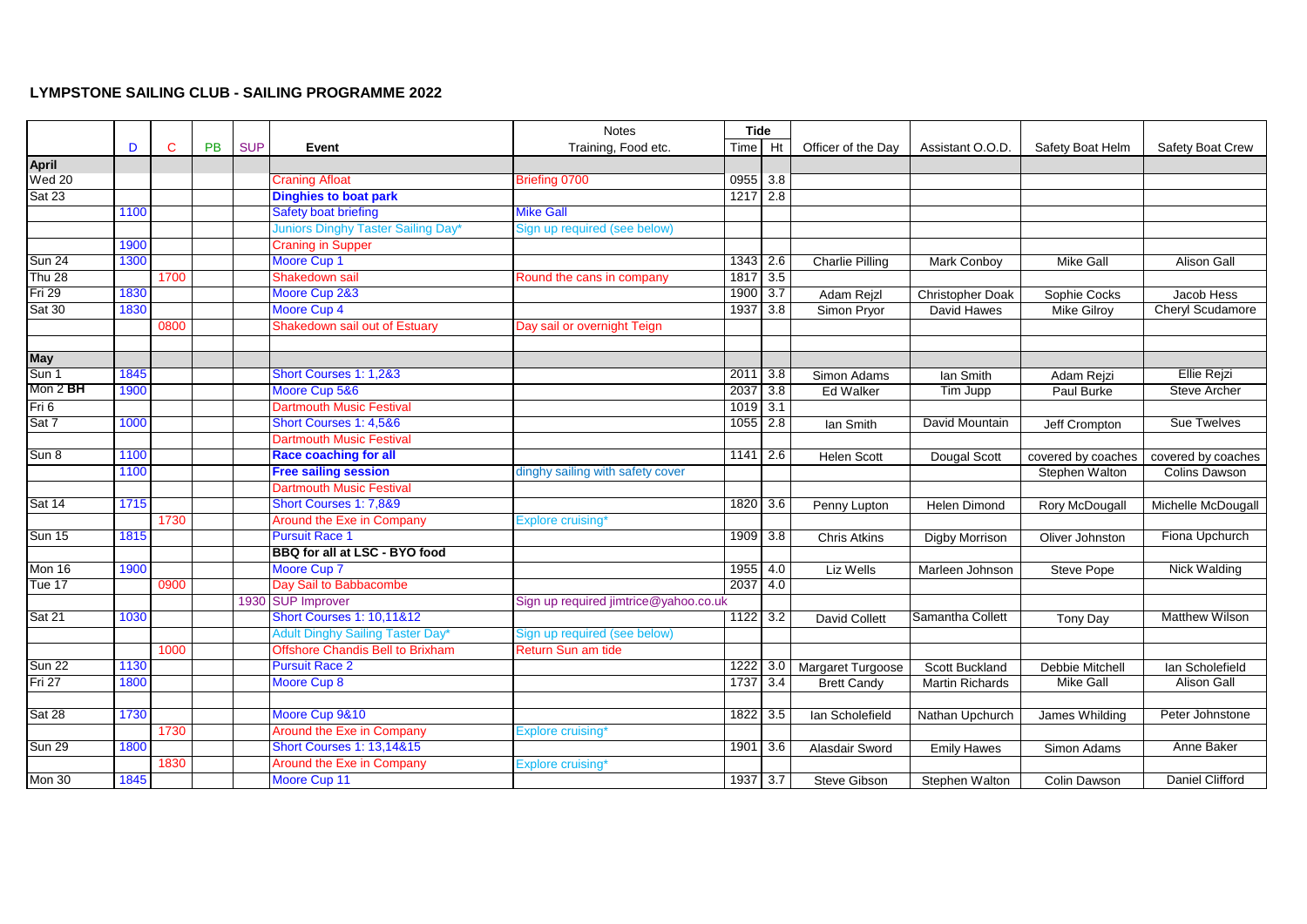# LYMPSTONE SAILING CLUB - SAILING PROGRAMME 2022

| | D | C | PB | SUP | Event | Notes<br>Training, Food etc. | Tide<br>Time | Ht | Officer of the Day | Assistant O.O.D. | Safety Boat Helm | Safety Boat Crew |
|---|---|---|---|---|---|---|---|---|---|---|---|---|
| **April** | | | | | | | | | | | | |
| Wed 20 | | | | | Craning Afloat | Briefing 0700 | 0955 | 3.8 | | | | |
| Sat 23 | | | | | **Dinghies to boat park** | | 1217 | 2.8 | | | | |
| | 1100 | | | | Safety boat briefing | Mike Gall | | | | | | |
| | | | | | Juniors Dinghy Taster Sailing Day* | Sign up required (see below) | | | | | | |
| | 1900 | | | | Craning in Supper | | | | | | | |
| Sun 24 | 1300 | | | | Moore Cup 1 | | 1343 | 2.6 | Charlie Pilling | Mark Conboy | Mike Gall | Alison Gall |
| Thu 28 | | 1700 | | | Shakedown sail | Round the cans in company | 1817 | 3.5 | | | | |
| Fri 29 | 1830 | | | | Moore Cup 2&3 | | 1900 | 3.7 | Adam Rejzl | Christopher Doak | Sophie Cocks | Jacob Hess |
| Sat 30 | 1830 | | | | Moore Cup 4 | | 1937 | 3.8 | Simon Pryor | David Hawes | Mike Gilroy | Cheryl Scudamore |
| | | 0800 | | | Shakedown sail out of Estuary | Day sail or overnight Teign | | | | | | |
| **May** | | | | | | | | | | | | |
| Sun 1 | 1845 | | | | Short Courses 1: 1,2&3 | | 2011 | 3.8 | Simon Adams | Ian Smith | Adam Rejzi | Ellie Rejzi |
| Mon 2 **BH** | 1900 | | | | Moore Cup 5&6 | | 2037 | 3.8 | Ed Walker | Tim Jupp | Paul Burke | Steve Archer |
| Fri 6 | | | | | Dartmouth Music Festival | | 1019 | 3.1 | | | | |
| Sat 7 | 1000 | | | | Short Courses 1: 4,5&6 | | 1055 | 2.8 | Ian Smith | David Mountain | Jeff Crompton | Sue Twelves |
| | | | | | Dartmouth Music Festival | | | | | | | |
| Sun 8 | 1100 | | | | **Race coaching for all** | | 1141 | 2.6 | Helen Scott | Dougal Scott | covered by coaches | covered by coaches |
| | 1100 | | | | **Free sailing session** | dinghy sailing with safety cover | | | | | Stephen Walton | Colins Dawson |
| | | | | | Dartmouth Music Festival | | | | | | | |
| Sat 14 | 1715 | | | | Short Courses 1: 7,8&9 | | 1820 | 3.6 | Penny Lupton | Helen Dimond | Rory McDougall | Michelle McDougall |
| | | 1730 | | | Around the Exe in Company | Explore cruising* | | | | | | |
| Sun 15 | 1815 | | | | Pursuit Race 1 | | 1909 | 3.8 | Chris Atkins | Digby Morrison | Oliver Johnston | Fiona Upchurch |
| | | | | | **BBQ for all at LSC - BYO food** | | | | | | | |
| Mon 16 | 1900 | | | | Moore Cup 7 | | 1955 | 4.0 | Liz Wells | Marleen Johnson | Steve Pope | Nick Walding |
| Tue 17 | | 0900 | | | Day Sail to Babbacombe | | 2037 | 4.0 | | | | |
| | | | | 1930 | SUP Improver | Sign up required jimtrice@yahoo.co.uk | | | | | | |
| Sat 21 | 1030 | | | | Short Courses 1: 10,11&12 | | 1122 | 3.2 | David Collett | Samantha Collett | Tony Day | Matthew Wilson |
| | | | | | Adult Dinghy Sailing Taster Day* | Sign up required (see below) | | | | | | |
| | | 1000 | | | Offshore Chandis Bell to Brixham | Return Sun am tide | | | | | | |
| Sun 22 | 1130 | | | | Pursuit Race 2 | | 1222 | 3.0 | Margaret Turgoose | Scott Buckland | Debbie Mitchell | Ian Scholefield |
| Fri 27 | 1800 | | | | Moore Cup 8 | | 1737 | 3.4 | Brett Candy | Martin Richards | Mike Gall | Alison Gall |
| Sat 28 | 1730 | | | | Moore Cup 9&10 | | 1822 | 3.5 | Ian Scholefield | Nathan Upchurch | James Whilding | Peter Johnstone |
| | | 1730 | | | Around the Exe in Company | Explore cruising* | | | | | | |
| Sun 29 | 1800 | | | | Short Courses 1: 13,14&15 | | 1901 | 3.6 | Alasdair Sword | Emily Hawes | Simon Adams | Anne Baker |
| | | 1830 | | | Around the Exe in Company | Explore cruising* | | | | | | |
| Mon 30 | 1845 | | | | Moore Cup 11 | | 1937 | 3.7 | Steve Gibson | Stephen Walton | Colin Dawson | Daniel Clifford |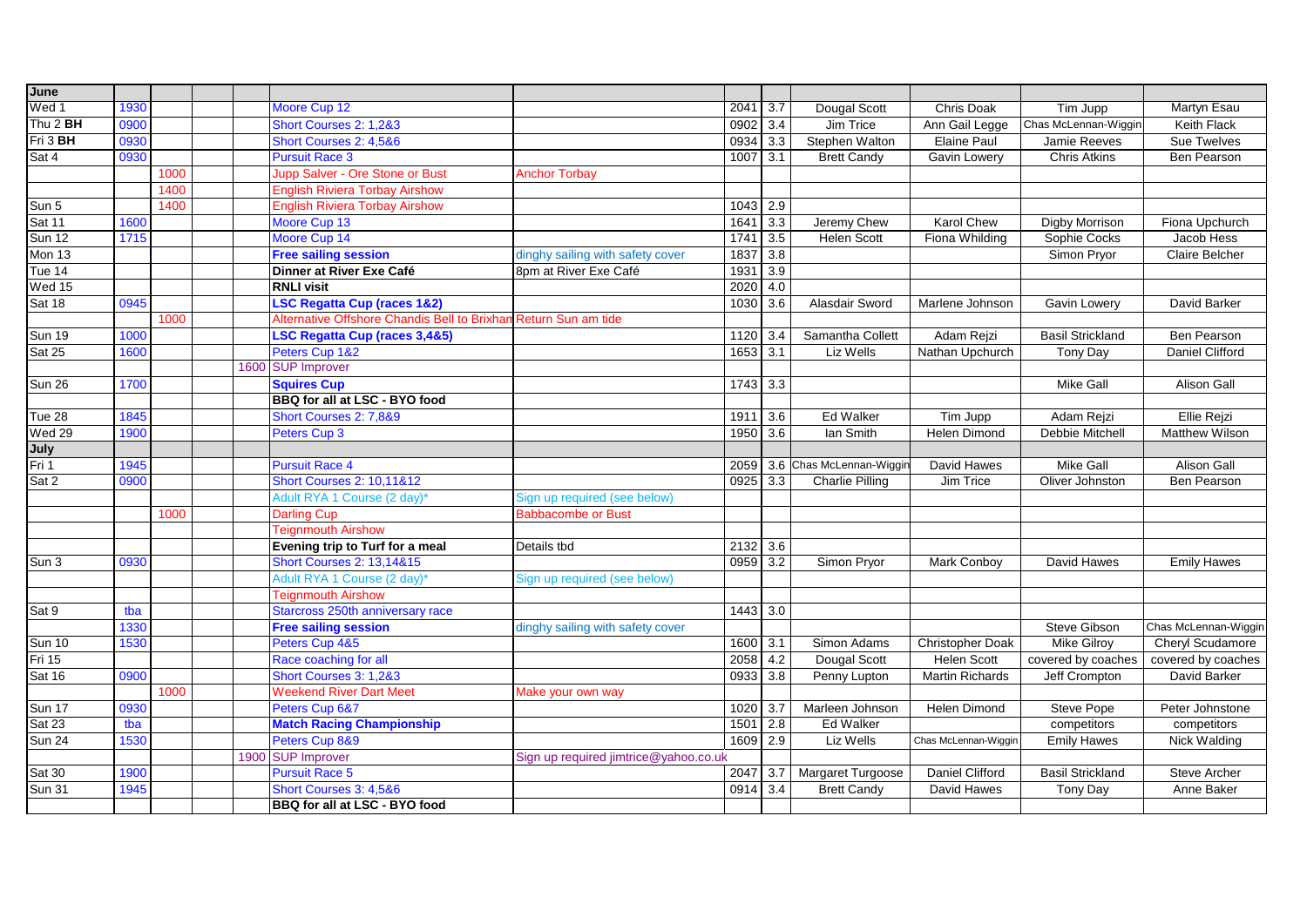| June | | | | | | | | | | | |
|---|---|---|---|---|---|---|---|---|---|---|---|
| Wed 1 | 1930 | | | Moore Cup 12 | | 2041 | 3.7 | Dougal Scott | Chris Doak | Tim Jupp | Martyn Esau |
| Thu 2 **BH** | 0900 | | | Short Courses 2: 1,2&3 | | 0902 | 3.4 | Jim Trice | Ann Gail Legge | Chas McLennan-Wiggin | Keith Flack |
| Fri 3 **BH** | 0930 | | | Short Courses 2: 4,5&6 | | 0934 | 3.3 | Stephen Walton | Elaine Paul | Jamie Reeves | Sue Twelves |
| Sat 4 | 0930 | | | Pursuit Race 3 | | 1007 | 3.1 | Brett Candy | Gavin Lowery | Chris Atkins | Ben Pearson |
| | | 1000 | | Jupp Salver - Ore Stone or Bust | Anchor Torbay | | | | | | |
| | | 1400 | | English Riviera Torbay Airshow | | | | | | | |
| Sun 5 | | 1400 | | English Riviera Torbay Airshow | | 1043 | 2.9 | | | | |
| Sat 11 | 1600 | | | Moore Cup 13 | | 1641 | 3.3 | Jeremy Chew | Karol Chew | Digby Morrison | Fiona Upchurch |
| Sun 12 | 1715 | | | Moore Cup 14 | | 1741 | 3.5 | Helen Scott | Fiona Whilding | Sophie Cocks | Jacob Hess |
| Mon 13 | | | | **Free sailing session** | dinghy sailing with safety cover | 1837 | 3.8 | | | Simon Pryor | Claire Belcher |
| Tue 14 | | | | **Dinner at River Exe Café** | 8pm at River Exe Café | 1931 | 3.9 | | | | |
| Wed 15 | | | | **RNLI visit** | | 2020 | 4.0 | | | | |
| Sat 18 | 0945 | | | **LSC Regatta Cup (races 1&2)** | | 1030 | 3.6 | Alasdair Sword | Marlene Johnson | Gavin Lowery | David Barker |
| | | 1000 | | Alternative Offshore Chandis Bell to Brixham | Return Sun am tide | | | | | | |
| Sun 19 | 1000 | | | **LSC Regatta Cup (races 3,4&5)** | | 1120 | 3.4 | Samantha Collett | Adam Rejzi | Basil Strickland | Ben Pearson |
| Sat 25 | 1600 | | | Peters Cup 1&2 | | 1653 | 3.1 | Liz Wells | Nathan Upchurch | Tony Day | Daniel Clifford |
| | | | 1600 | SUP Improver | | | | | | | |
| Sun 26 | 1700 | | | **Squires Cup** | | 1743 | 3.3 | | | Mike Gall | Alison Gall |
| | | | | **BBQ for all at LSC - BYO food** | | | | | | | |
| Tue 28 | 1845 | | | Short Courses 2: 7,8&9 | | 1911 | 3.6 | Ed Walker | Tim Jupp | Adam Rejzi | Ellie Rejzi |
| Wed 29 | 1900 | | | Peters Cup 3 | | 1950 | 3.6 | Ian Smith | Helen Dimond | Debbie Mitchell | Matthew Wilson |
| **July** | | | | | | | | | | | |
| Fri 1 | 1945 | | | Pursuit Race 4 | | 2059 | 3.6 | Chas McLennan-Wiggin | David Hawes | Mike Gall | Alison Gall |
| Sat 2 | 0900 | | | Short Courses 2: 10,11&12 | | 0925 | 3.3 | Charlie Pilling | Jim Trice | Oliver Johnston | Ben Pearson |
| | | | | Adult RYA 1 Course (2 day)* | Sign up required (see below) | | | | | | |
| | | 1000 | | Darling Cup | Babbacombe or Bust | | | | | | |
| | | | | Teignmouth Airshow | | | | | | | |
| | | | | **Evening trip to Turf for a meal** | Details tbd | 2132 | 3.6 | | | | |
| Sun 3 | 0930 | | | Short Courses 2: 13,14&15 | | 0959 | 3.2 | Simon Pryor | Mark Conboy | David Hawes | Emily Hawes |
| | | | | Adult RYA 1 Course (2 day)* | Sign up required (see below) | | | | | | |
| | | | | Teignmouth Airshow | | | | | | | |
| Sat 9 | tba | | | Starcross 250th anniversary race | | 1443 | 3.0 | | | | |
| | 1330 | | | **Free sailing session** | dinghy sailing with safety cover | | | | | Steve Gibson | Chas McLennan-Wiggin |
| Sun 10 | 1530 | | | Peters Cup 4&5 | | 1600 | 3.1 | Simon Adams | Christopher Doak | Mike Gilroy | Cheryl Scudamore |
| Fri 15 | | | | Race coaching for all | | 2058 | 4.2 | Dougal Scott | Helen Scott | covered by coaches | covered by coaches |
| Sat 16 | 0900 | | | Short Courses 3: 1,2&3 | | 0933 | 3.8 | Penny Lupton | Martin Richards | Jeff Crompton | David Barker |
| | | 1000 | | Weekend River Dart Meet | Make your own way | | | | | | |
| Sun 17 | 0930 | | | Peters Cup 6&7 | | 1020 | 3.7 | Marleen Johnson | Helen Dimond | Steve Pope | Peter Johnstone |
| Sat 23 | tba | | | **Match Racing Championship** | | 1501 | 2.8 | Ed Walker | | competitors | competitors |
| Sun 24 | 1530 | | | Peters Cup 8&9 | | 1609 | 2.9 | Liz Wells | Chas McLennan-Wiggin | Emily Hawes | Nick Walding |
| | | | 1900 | SUP Improver | Sign up required jimtrice@yahoo.co.uk | | | | | | |
| Sat 30 | 1900 | | | Pursuit Race 5 | | 2047 | 3.7 | Margaret Turgoose | Daniel Clifford | Basil Strickland | Steve Archer |
| Sun 31 | 1945 | | | Short Courses 3: 4,5&6 | | 0914 | 3.4 | Brett Candy | David Hawes | Tony Day | Anne Baker |
| | | | | **BBQ for all at LSC - BYO food** | | | | | | | |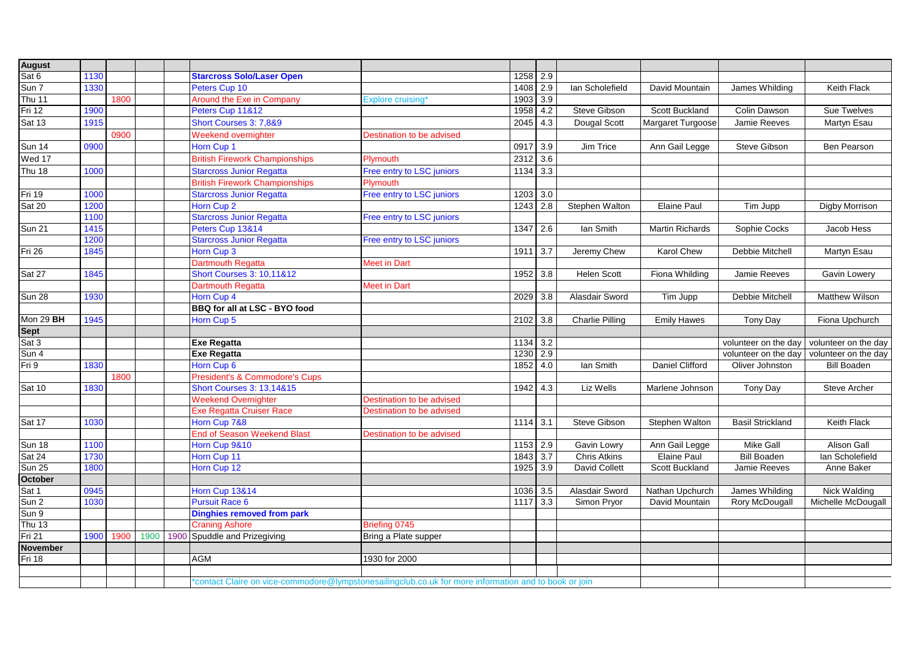| | | | | | | | | | | | | |
|---|---|---|---|---|---|---|---|---|---|---|---|---|
| **August** | | | | | | | | | | | | |
| Sat 6 | 1130 | | | | **Starcross Solo/Laser Open** | | 1258 | 2.9 | | | | |
| Sun 7 | 1330 | | | | Peters Cup 10 | | 1408 | 2.9 | Ian Scholefield | David Mountain | James Whilding | Keith Flack |
| Thu 11 | | 1800 | | | Around the Exe in Company | Explore cruising* | 1903 | 3.9 | | | | |
| Fri 12 | 1900 | | | | Peters Cup 11&12 | | 1958 | 4.2 | Steve Gibson | Scott Buckland | Colin Dawson | Sue Twelves |
| Sat 13 | 1915 | | | | Short Courses 3: 7,8&9 | | 2045 | 4.3 | Dougal Scott | Margaret Turgoose | Jamie Reeves | Martyn Esau |
| | | 0900 | | | Weekend overnighter | Destination to be advised | | | | | | |
| Sun 14 | 0900 | | | | Horn Cup 1 | | 0917 | 3.9 | Jim Trice | Ann Gail Legge | Steve Gibson | Ben Pearson |
| Wed 17 | | | | | British Firework Championships | Plymouth | 2312 | 3.6 | | | | |
| Thu 18 | 1000 | | | | Starcross Junior Regatta | Free entry to LSC juniors | 1134 | 3.3 | | | | |
| | | | | | British Firework Championships | Plymouth | | | | | | |
| Fri 19 | 1000 | | | | Starcross Junior Regatta | Free entry to LSC juniors | 1203 | 3.0 | | | | |
| Sat 20 | 1200 | | | | Horn Cup 2 | | 1243 | 2.8 | Stephen Walton | Elaine Paul | Tim Jupp | Digby Morrison |
| | 1100 | | | | Starcross Junior Regatta | Free entry to LSC juniors | | | | | | |
| Sun 21 | 1415 | | | | Peters Cup 13&14 | | 1347 | 2.6 | Ian Smith | Martin Richards | Sophie Cocks | Jacob Hess |
| | 1200 | | | | Starcross Junior Regatta | Free entry to LSC juniors | | | | | | |
| Fri 26 | 1845 | | | | Horn Cup 3 | | 1911 | 3.7 | Jeremy Chew | Karol Chew | Debbie Mitchell | Martyn Esau |
| | | | | | Dartmouth Regatta | Meet in Dart | | | | | | |
| Sat 27 | 1845 | | | | Short Courses 3: 10,11&12 | | 1952 | 3.8 | Helen Scott | Fiona Whilding | Jamie Reeves | Gavin Lowery |
| | | | | | Dartmouth Regatta | Meet in Dart | | | | | | |
| Sun 28 | 1930 | | | | Horn Cup 4 | | 2029 | 3.8 | Alasdair Sword | Tim Jupp | Debbie Mitchell | Matthew Wilson |
| | | | | | **BBQ for all at LSC - BYO food** | | | | | | | |
| Mon 29 **BH** | 1945 | | | | Horn Cup 5 | | 2102 | 3.8 | Charlie Pilling | Emily Hawes | Tony Day | Fiona Upchurch |
| **Sept** | | | | | | | | | | | | |
| Sat 3 | | | | | **Exe Regatta** | | 1134 | 3.2 | | | volunteer on the day | volunteer on the day |
| Sun 4 | | | | | **Exe Regatta** | | 1230 | 2.9 | | | volunteer on the day | volunteer on the day |
| Fri 9 | 1830 | | | | Horn Cup 6 | | 1852 | 4.0 | Ian Smith | Daniel Clifford | Oliver Johnston | Bill Boaden |
| | | 1800 | | | President's & Commodore's Cups | | | | | | | |
| Sat 10 | 1830 | | | | Short Courses 3: 13,14&15 | | 1942 | 4.3 | Liz Wells | Marlene Johnson | Tony Day | Steve Archer |
| | | | | | Weekend Overnighter | Destination to be advised | | | | | | |
| | | | | | Exe Regatta Cruiser Race | Destination to be advised | | | | | | |
| Sat 17 | 1030 | | | | Horn Cup 7&8 | | 1114 | 3.1 | Steve Gibson | Stephen Walton | Basil Strickland | Keith Flack |
| | | | | | End of Season Weekend Blast | Destination to be advised | | | | | | |
| Sun 18 | 1100 | | | | Horn Cup 9&10 | | 1153 | 2.9 | Gavin Lowry | Ann Gail Legge | Mike Gall | Alison Gall |
| Sat 24 | 1730 | | | | Horn Cup 11 | | 1843 | 3.7 | Chris Atkins | Elaine Paul | Bill Boaden | Ian Scholefield |
| Sun 25 | 1800 | | | | Horn Cup 12 | | 1925 | 3.9 | David Collett | Scott Buckland | Jamie Reeves | Anne Baker |
| **October** | | | | | | | | | | | | |
| Sat 1 | 0945 | | | | Horn Cup 13&14 | | 1036 | 3.5 | Alasdair Sword | Nathan Upchurch | James Whilding | Nick Walding |
| Sun 2 | 1030 | | | | Pursuit Race 6 | | 1117 | 3.3 | Simon Pryor | David Mountain | Rory McDougall | Michelle McDougall |
| Sun 9 | | | | | **Dinghies removed from park** | | | | | | | |
| Thu 13 | | | | | Craning Ashore | Briefing 0745 | | | | | | |
| Fri 21 | 1900 | 1900 | 1900 | 1900 | Spuddle and Prizegiving | Bring a Plate supper | | | | | | |
| **November** | | | | | | | | | | | | |
| Fri 18 | | | | | AGM | 1930 for 2000 | | | | | | |

*contact Claire on vice-commodore@lympstonesailingclub.co.uk for more information and to book or join